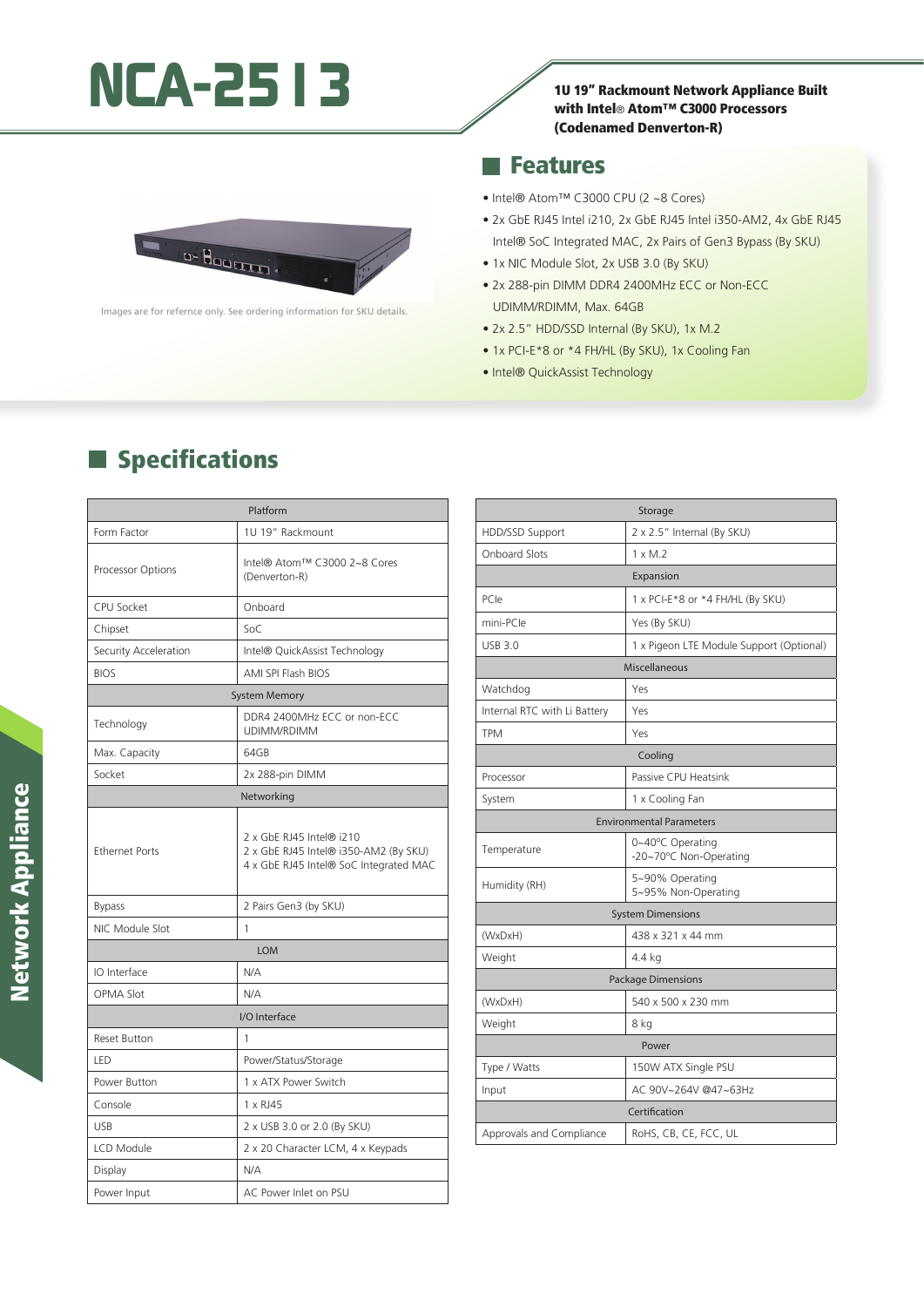# NCA-2513

**1U 19" Rackmount Network Appliance Built with Intel® Atom™ C3000 Processors (Codenamed Denverton-R)**

Images are for refernce only. See ordering information for SKU details.

## Features

- Intel® Atom™ C3000 CPU (2 ~8 Cores)
- 2x GbE RJ45 Intel i210, 2x GbE RJ45 Intel i350-AM2, 4x GbE RJ45 Intel® SoC Integrated MAC, 2x Pairs of Gen3 Bypass (By SKU)
- 1x NIC Module Slot, 2x USB 3.0 (By SKU)
- 2x 288-pin DIMM DDR4 2400MHz ECC or Non-ECC UDIMM/RDIMM, Max. 64GB
- 2x 2.5" HDD/SSD Internal (By SKU), 1x M.2
- 1x PCI-E*8 or *4 FH/HL (By SKU), 1x Cooling Fan
- Intel® QuickAssist Technology

## Specifications

| Platform | |
|---|---|
| Form Factor | 1U 19" Rackmount |
| Processor Options | Intel® Atom™ C3000 2~8 Cores (Denverton-R) |
| CPU Socket | Onboard |
| Chipset | SoC |
| Security Acceleration | Intel® QuickAssist Technology |
| BIOS | AMI SPI Flash BIOS |
| **System Memory** | |
| Technology | DDR4 2400MHz ECC or non-ECC UDIMM/RDIMM |
| Max. Capacity | 64GB |
| Socket | 2x 288-pin DIMM |
| **Networking** | |
| Ethernet Ports | 2 x GbE RJ45 Intel® i210<br>2 x GbE RJ45 Intel® i350-AM2 (By SKU)<br>4 x GbE RJ45 Intel® SoC Integrated MAC |
| Bypass | 2 Pairs Gen3 (by SKU) |
| NIC Module Slot | 1 |
| **LOM** | |
| IO Interface | N/A |
| OPMA Slot | N/A |
| **I/O Interface** | |
| Reset Button | 1 |
| LED | Power/Status/Storage |
| Power Button | 1 x ATX Power Switch |
| Console | 1 x RJ45 |
| USB | 2 x USB 3.0 or 2.0 (By SKU) |
| LCD Module | 2 x 20 Character LCM, 4 x Keypads |
| Display | N/A |
| Power Input | AC Power Inlet on PSU |

| Storage | |
|---|---|
| HDD/SSD Support | 2 x 2.5" Internal (By SKU) |
| Onboard Slots | 1 x M.2 |
| **Expansion** | |
| PCIe | 1 x PCI-E*8 or *4 FH/HL (By SKU) |
| mini-PCIe | Yes (By SKU) |
| USB 3.0 | 1 x Pigeon LTE Module Support (Optional) |
| **Miscellaneous** | |
| Watchdog | Yes |
| Internal RTC with Li Battery | Yes |
| TPM | Yes |
| **Cooling** | |
| Processor | Passive CPU Heatsink |
| System | 1 x Cooling Fan |
| **Environmental Parameters** | |
| Temperature | 0~40°C Operating<br>-20~70°C Non-Operating |
| Humidity (RH) | 5~90% Operating<br>5~95% Non-Operating |
| **System Dimensions** | |
| (WxDxH) | 438 x 321 x 44 mm |
| Weight | 4.4 kg |
| **Package Dimensions** | |
| (WxDxH) | 540 x 500 x 230 mm |
| Weight | 8 kg |
| **Power** | |
| Type / Watts | 150W ATX Single PSU |
| Input | AC 90V~264V @47~63Hz |
| **Certification** | |
| Approvals and Compliance | RoHS, CB, CE, FCC, UL |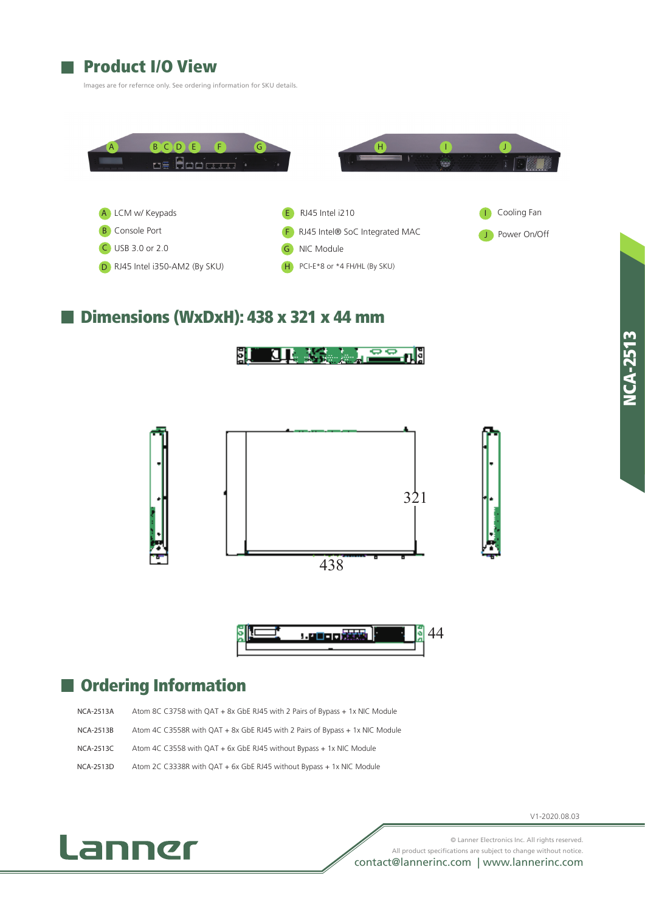## Product I/O View

Images are for refernce only. See ordering information for SKU details.

- A LCM w/ Keypads
- B Console Port
- C USB 3.0 or 2.0
- D RJ45 Intel i350-AM2 (By SKU)
- E RJ45 Intel i210
- F RJ45 Intel® SoC Integrated MAC
- G NIC Module
- H PCI-E*8 or *4 FH/HL (By SKU)
- I Cooling Fan
- J Power On/Off

## Dimensions (WxDxH): 438 x 321 x 44 mm

321

438

44

## Ordering Information

| | |
|---|---|
| NCA-2513A | Atom 8C C3758 with QAT + 8x GbE RJ45 with 2 Pairs of Bypass + 1x NIC Module |
| NCA-2513B | Atom 4C C3558R with QAT + 8x GbE RJ45 with 2 Pairs of Bypass + 1x NIC Module |
| NCA-2513C | Atom 4C C3558 with QAT + 6x GbE RJ45 without Bypass + 1x NIC Module |
| NCA-2513D | Atom 2C C3338R with QAT + 6x GbE RJ45 without Bypass + 1x NIC Module |

V1-2020.08.03

Lanner

© Lanner Electronics Inc. All rights reserved.
All product specifications are subject to change without notice.
contact@lannerinc.com | www.lannerinc.com